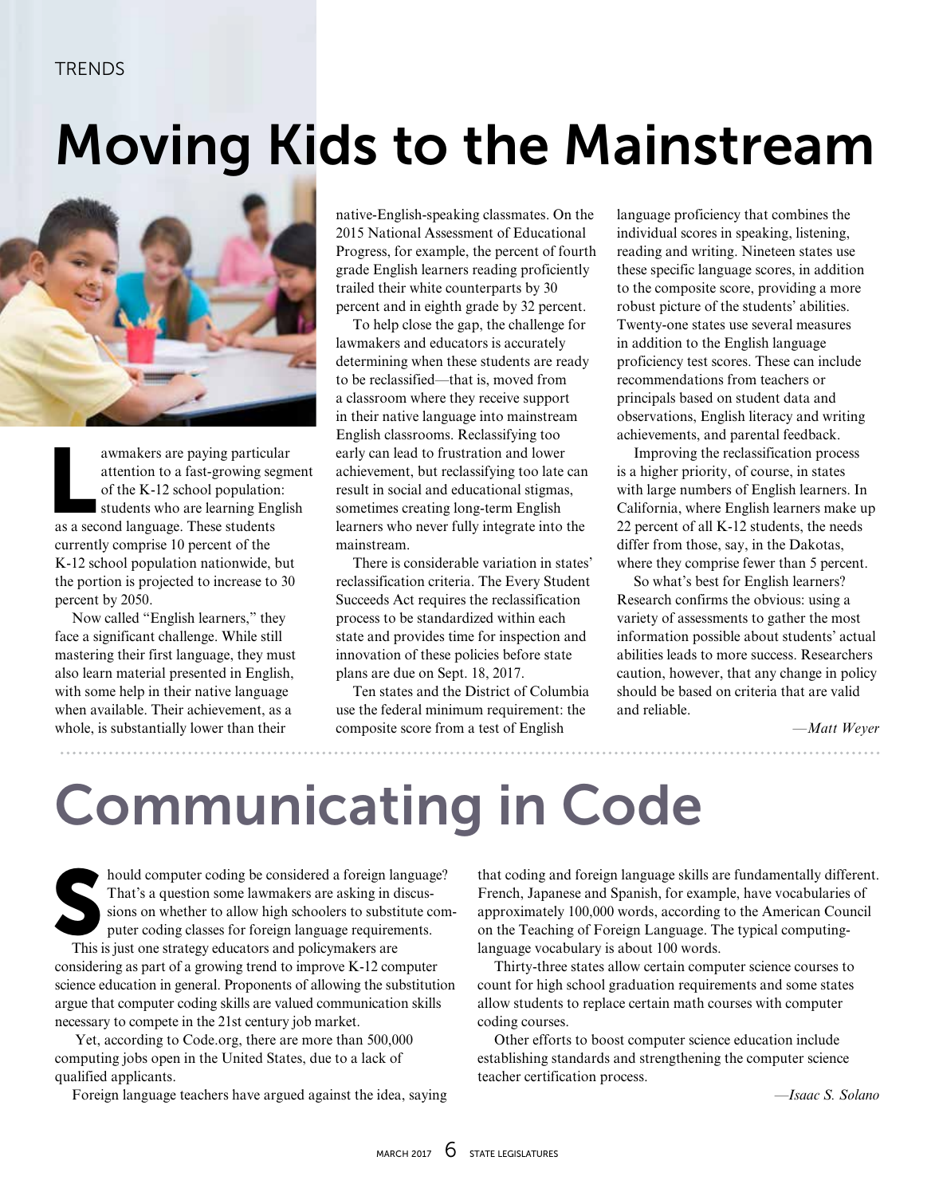TRENDS

# Moving Kids to the Mainstream

Lawmakers are paying particular attention to a fast-growing segment of the K-12 school population: students who are learning English as a second language. These students currently comprise 10 percent of the K-12 school population nationwide, but the portion is projected to increase to 30 percent by 2050.

Now called "English learners," they face a significant challenge. While still mastering their first language, they must also learn material presented in English, with some help in their native language when available. Their achievement, as a whole, is substantially lower than their native-English-speaking classmates. On the 2015 National Assessment of Educational Progress, for example, the percent of fourth grade English learners reading proficiently trailed their white counterparts by 30 percent and in eighth grade by 32 percent.

To help close the gap, the challenge for lawmakers and educators is accurately determining when these students are ready to be reclassified—that is, moved from a classroom where they receive support in their native language into mainstream English classrooms. Reclassifying too early can lead to frustration and lower achievement, but reclassifying too late can result in social and educational stigmas, sometimes creating long-term English learners who never fully integrate into the mainstream.

There is considerable variation in states' reclassification criteria. The Every Student Succeeds Act requires the reclassification process to be standardized within each state and provides time for inspection and innovation of these policies before state plans are due on Sept. 18, 2017.

Ten states and the District of Columbia use the federal minimum requirement: the composite score from a test of English language proficiency that combines the individual scores in speaking, listening, reading and writing. Nineteen states use these specific language scores, in addition to the composite score, providing a more robust picture of the students' abilities. Twenty-one states use several measures in addition to the English language proficiency test scores. These can include recommendations from teachers or principals based on student data and observations, English literacy and writing achievements, and parental feedback.

Improving the reclassification process is a higher priority, of course, in states with large numbers of English learners. In California, where English learners make up 22 percent of all K-12 students, the needs differ from those, say, in the Dakotas, where they comprise fewer than 5 percent.

So what's best for English learners? Research confirms the obvious: using a variety of assessments to gather the most information possible about students' actual abilities leads to more success. Researchers caution, however, that any change in policy should be based on criteria that are valid and reliable.

*—Matt Weyer*

# Communicating in Code

Should computer coding be considered a foreign language? That's a question some lawmakers are asking in discussions on whether to allow high schoolers to substitute computer coding classes for foreign language requirements.

This is just one strategy educators and policymakers are considering as part of a growing trend to improve K-12 computer science education in general. Proponents of allowing the substitution argue that computer coding skills are valued communication skills necessary to compete in the 21st century job market.

Yet, according to Code.org, there are more than 500,000 computing jobs open in the United States, due to a lack of qualified applicants.

Foreign language teachers have argued against the idea, saying that coding and foreign language skills are fundamentally different. French, Japanese and Spanish, for example, have vocabularies of approximately 100,000 words, according to the American Council on the Teaching of Foreign Language. The typical computing-language vocabulary is about 100 words.

Thirty-three states allow certain computer science courses to count for high school graduation requirements and some states allow students to replace certain math courses with computer coding courses.

Other efforts to boost computer science education include establishing standards and strengthening the computer science teacher certification process.

*—Isaac S. Solano*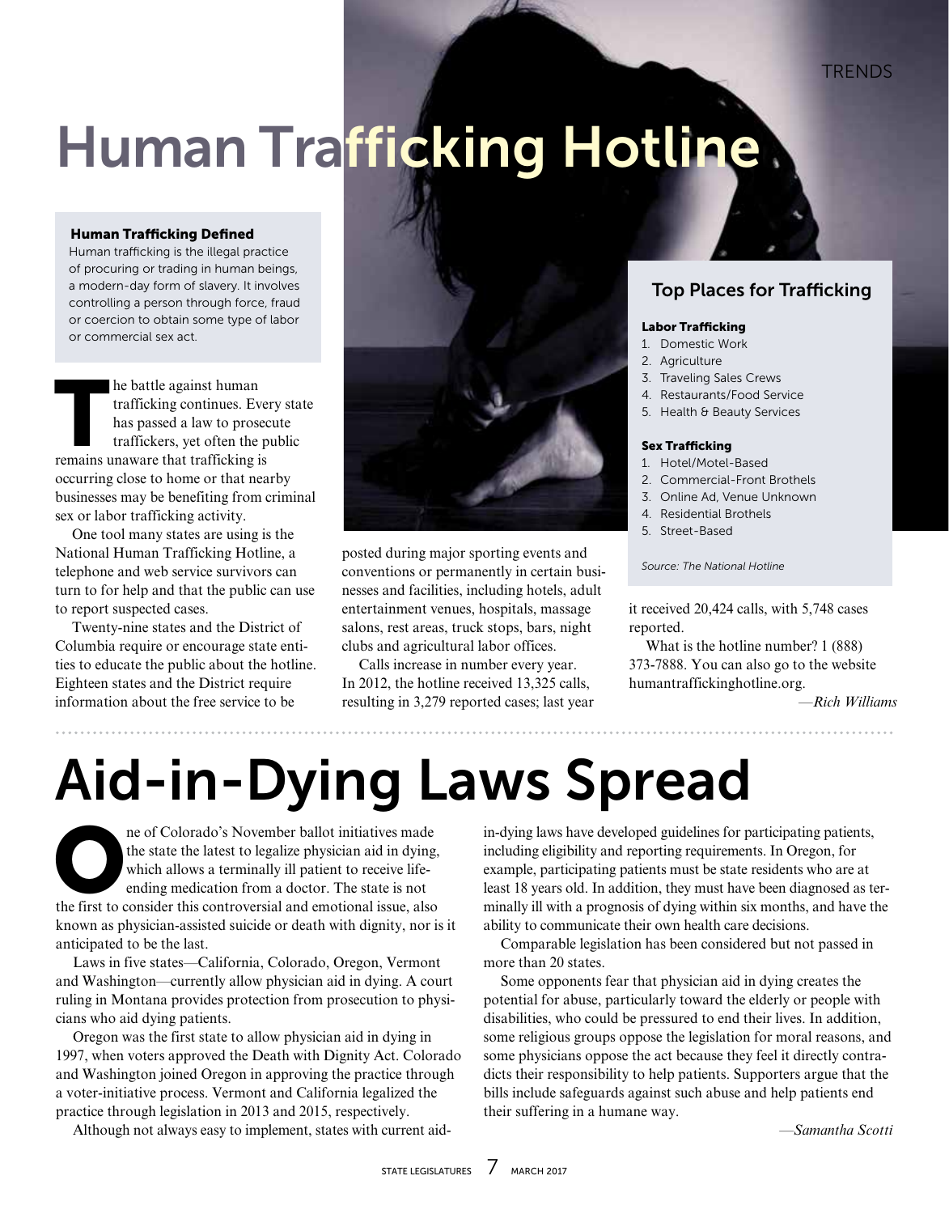# Human Trafficking Hotline

### Human Trafficking Defined

Human trafficking is the illegal practice of procuring or trading in human beings, a modern-day form of slavery. It involves controlling a person through force, fraud or coercion to obtain some type of labor or commercial sex act.

The battle against human trafficking continues. Every state has passed a law to prosecute traffickers, yet often the public remains unaware that trafficking is occurring close to home or that nearby businesses may be benefiting from criminal sex or labor trafficking activity.

One tool many states are using is the National Human Trafficking Hotline, a telephone and web service survivors can turn to for help and that the public can use to report suspected cases.

Twenty-nine states and the District of Columbia require or encourage state entities to educate the public about the hotline. Eighteen states and the District require information about the free service to be posted during major sporting events and conventions or permanently in certain businesses and facilities, including hotels, adult entertainment venues, hospitals, massage salons, rest areas, truck stops, bars, night clubs and agricultural labor offices.

Calls increase in number every year. In 2012, the hotline received 13,325 calls, resulting in 3,279 reported cases; last year it received 20,424 calls, with 5,748 cases reported.

What is the hotline number? 1 (888) 373-7888. You can also go to the website humantraffickinghotline.org.

*—Rich Williams*

### Top Places for Trafficking

**Labor Trafficking**

1. Domestic Work
2. Agriculture
3. Traveling Sales Crews
4. Restaurants/Food Service
5. Health & Beauty Services

**Sex Trafficking**

1. Hotel/Motel-Based
2. Commercial-Front Brothels
3. Online Ad, Venue Unknown
4. Residential Brothels
5. Street-Based

*Source: The National Hotline*

# Aid-in-Dying Laws Spread

One of Colorado's November ballot initiatives made the state the latest to legalize physician aid in dying, which allows a terminally ill patient to receive life-ending medication from a doctor. The state is not the first to consider this controversial and emotional issue, also known as physician-assisted suicide or death with dignity, nor is it anticipated to be the last.

Laws in five states—California, Colorado, Oregon, Vermont and Washington—currently allow physician aid in dying. A court ruling in Montana provides protection from prosecution to physicians who aid dying patients.

Oregon was the first state to allow physician aid in dying in 1997, when voters approved the Death with Dignity Act. Colorado and Washington joined Oregon in approving the practice through a voter-initiative process. Vermont and California legalized the practice through legislation in 2013 and 2015, respectively.

Although not always easy to implement, states with current aid-in-dying laws have developed guidelines for participating patients, including eligibility and reporting requirements. In Oregon, for example, participating patients must be state residents who are at least 18 years old. In addition, they must have been diagnosed as terminally ill with a prognosis of dying within six months, and have the ability to communicate their own health care decisions.

Comparable legislation has been considered but not passed in more than 20 states.

Some opponents fear that physician aid in dying creates the potential for abuse, particularly toward the elderly or people with disabilities, who could be pressured to end their lives. In addition, some religious groups oppose the legislation for moral reasons, and some physicians oppose the act because they feel it directly contradicts their responsibility to help patients. Supporters argue that the bills include safeguards against such abuse and help patients end their suffering in a humane way.

*—Samantha Scotti*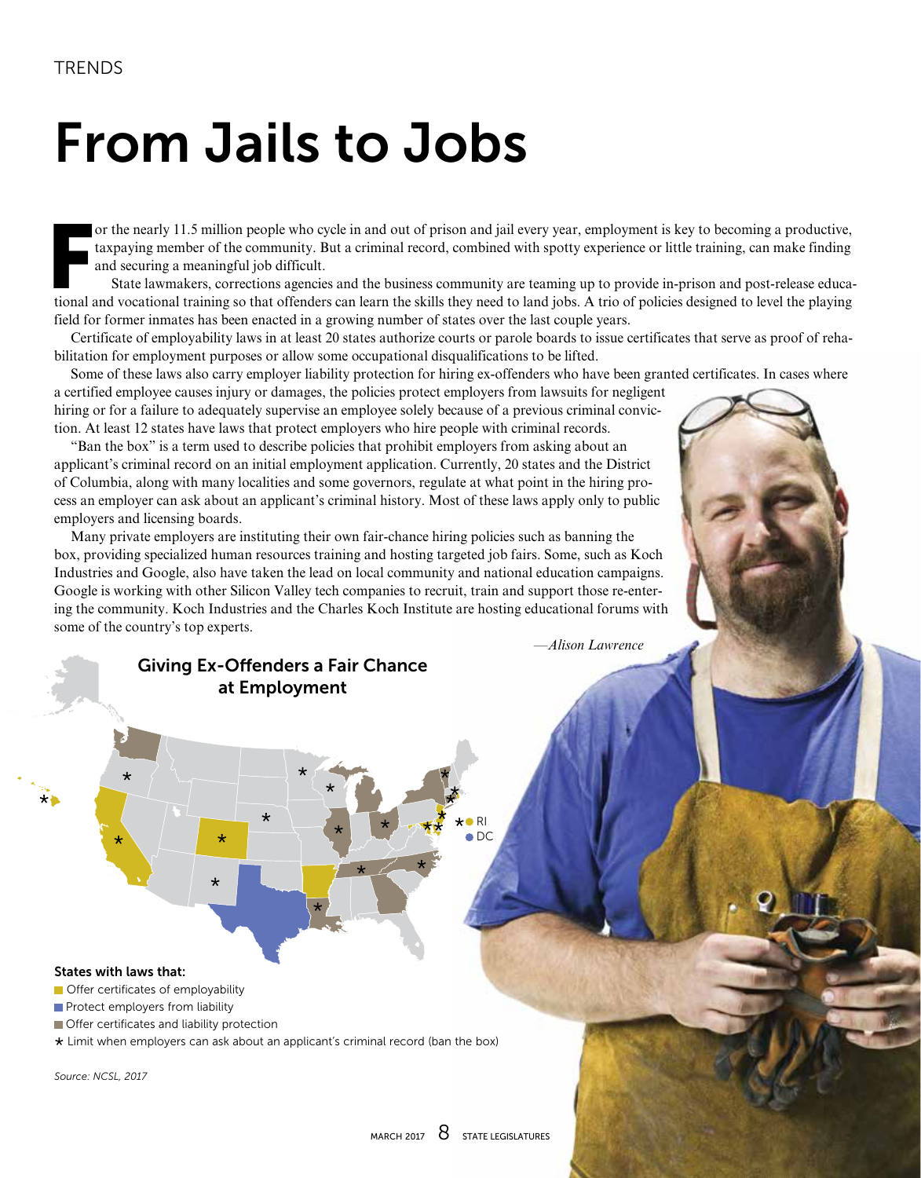TRENDS

# From Jails to Jobs

For the nearly 11.5 million people who cycle in and out of prison and jail every year, employment is key to becoming a productive, taxpaying member of the community. But a criminal record, combined with spotty experience or little training, can make finding and securing a meaningful job difficult.

State lawmakers, corrections agencies and the business community are teaming up to provide in-prison and post-release educational and vocational training so that offenders can learn the skills they need to land jobs. A trio of policies designed to level the playing field for former inmates has been enacted in a growing number of states over the last couple years.

Certificate of employability laws in at least 20 states authorize courts or parole boards to issue certificates that serve as proof of rehabilitation for employment purposes or allow some occupational disqualifications to be lifted.

Some of these laws also carry employer liability protection for hiring ex-offenders who have been granted certificates. In cases where a certified employee causes injury or damages, the policies protect employers from lawsuits for negligent hiring or for a failure to adequately supervise an employee solely because of a previous criminal conviction. At least 12 states have laws that protect employers who hire people with criminal records.

"Ban the box" is a term used to describe policies that prohibit employers from asking about an applicant's criminal record on an initial employment application. Currently, 20 states and the District of Columbia, along with many localities and some governors, regulate at what point in the hiring process an employer can ask about an applicant's criminal history. Most of these laws apply only to public employers and licensing boards.

Many private employers are instituting their own fair-chance hiring policies such as banning the box, providing specialized human resources training and hosting targeted job fairs. Some, such as Koch Industries and Google, also have taken the lead on local community and national education campaigns. Google is working with other Silicon Valley tech companies to recruit, train and support those re-entering the community. Koch Industries and the Charles Koch Institute are hosting educational forums with some of the country's top experts.

*—Alison Lawrence*

## Giving Ex-Offenders a Fair Chance at Employment

RI

DC

**States with laws that:**

- Offer certificates of employability
- Protect employers from liability
- Offer certificates and liability protection
- * Limit when employers can ask about an applicant's criminal record (ban the box)

*Source: NCSL, 2017*